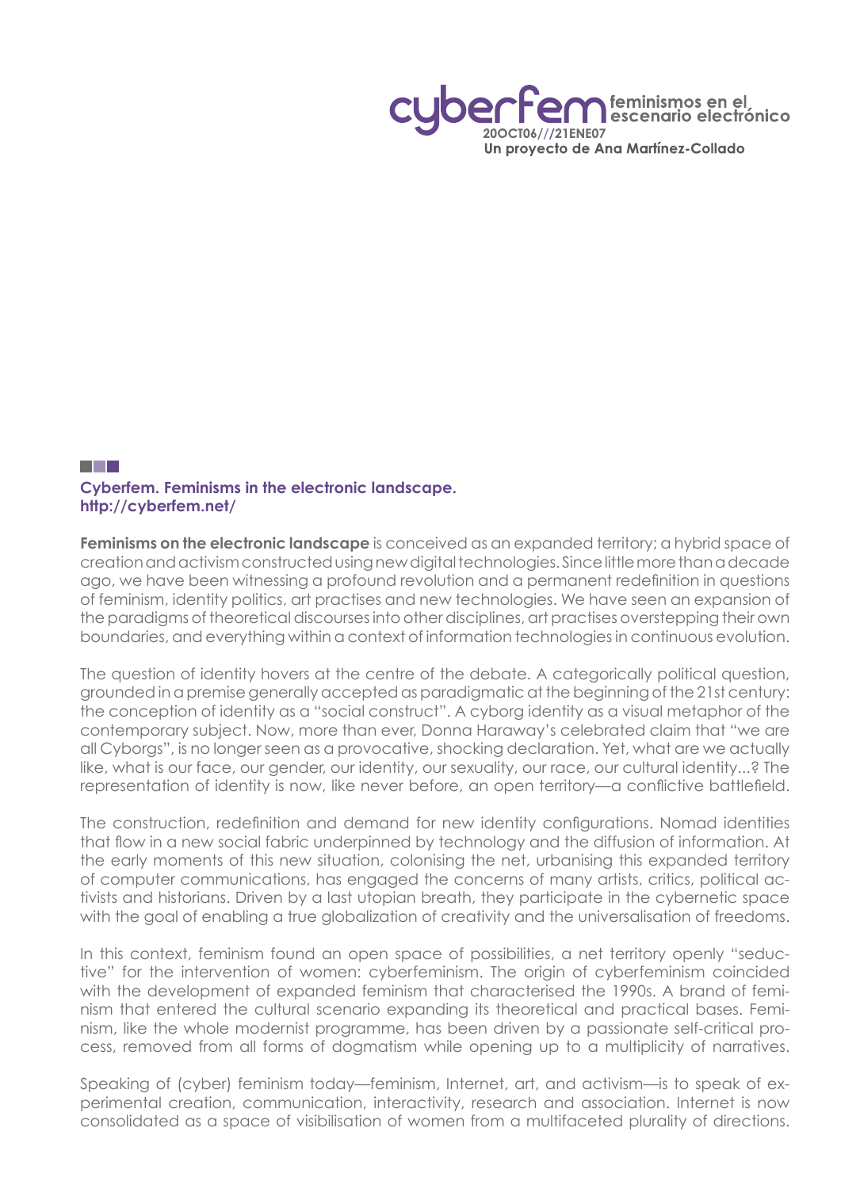**cyberfem** feminismos en el escenario electrónico
20OCT06///21ENE07
Un proyecto de Ana Martínez-Collado

## Cyberfem. Feminisms in the electronic landscape.
## http://cyberfem.net/

**Feminisms on the electronic landscape** is conceived as an expanded territory; a hybrid space of creation and activism constructed using new digital technologies. Since little more than a decade ago, we have been witnessing a profound revolution and a permanent redefinition in questions of feminism, identity politics, art practises and new technologies. We have seen an expansion of the paradigms of theoretical discourses into other disciplines, art practises overstepping their own boundaries, and everything within a context of information technologies in continuous evolution.

The question of identity hovers at the centre of the debate. A categorically political question, grounded in a premise generally accepted as paradigmatic at the beginning of the 21st century: the conception of identity as a "social construct". A cyborg identity as a visual metaphor of the contemporary subject. Now, more than ever, Donna Haraway's celebrated claim that "we are all Cyborgs", is no longer seen as a provocative, shocking declaration. Yet, what are we actually like, what is our face, our gender, our identity, our sexuality, our race, our cultural identity...? The representation of identity is now, like never before, an open territory—a conflictive battlefield.

The construction, redefinition and demand for new identity configurations. Nomad identities that flow in a new social fabric underpinned by technology and the diffusion of information. At the early moments of this new situation, colonising the net, urbanising this expanded territory of computer communications, has engaged the concerns of many artists, critics, political activists and historians. Driven by a last utopian breath, they participate in the cybernetic space with the goal of enabling a true globalization of creativity and the universalisation of freedoms.

In this context, feminism found an open space of possibilities, a net territory openly "seductive" for the intervention of women: cyberfeminism. The origin of cyberfeminism coincided with the development of expanded feminism that characterised the 1990s. A brand of feminism that entered the cultural scenario expanding its theoretical and practical bases. Feminism, like the whole modernist programme, has been driven by a passionate self-critical process, removed from all forms of dogmatism while opening up to a multiplicity of narratives.

Speaking of (cyber) feminism today—feminism, Internet, art, and activism—is to speak of experimental creation, communication, interactivity, research and association. Internet is now consolidated as a space of visibilisation of women from a multifaceted plurality of directions.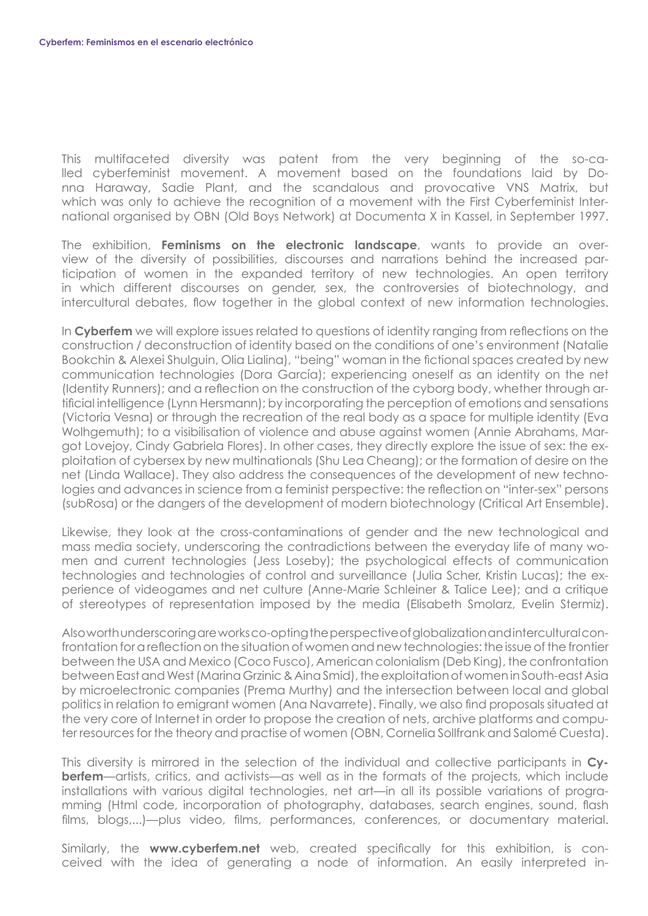This multifaceted diversity was patent from the very beginning of the so-called cyberfeminist movement. A movement based on the foundations laid by Donna Haraway, Sadie Plant, and the scandalous and provocative VNS Matrix, but which was only to achieve the recognition of a movement with the First Cyberfeminist International organised by OBN (Old Boys Network) at Documenta X in Kassel, in September 1997.

The exhibition, **Feminisms on the electronic landscape**, wants to provide an overview of the diversity of possibilities, discourses and narrations behind the increased participation of women in the expanded territory of new technologies. An open territory in which different discourses on gender, sex, the controversies of biotechnology, and intercultural debates, flow together in the global context of new information technologies.

In **Cyberfem** we will explore issues related to questions of identity ranging from reflections on the construction / deconstruction of identity based on the conditions of one's environment (Natalie Bookchin & Alexei Shulguin, Olia Lialina), "being" woman in the fictional spaces created by new communication technologies (Dora García); experiencing oneself as an identity on the net (Identity Runners); and a reflection on the construction of the cyborg body, whether through artificial intelligence (Lynn Hersmann); by incorporating the perception of emotions and sensations (Victoria Vesna) or through the recreation of the real body as a space for multiple identity (Eva Wolhgemuth); to a visibilisation of violence and abuse against women (Annie Abrahams, Margot Lovejoy, Cindy Gabriela Flores). In other cases, they directly explore the issue of sex: the exploitation of cybersex by new multinationals (Shu Lea Cheang); or the formation of desire on the net (Linda Wallace). They also address the consequences of the development of new technologies and advances in science from a feminist perspective: the reflection on "inter-sex" persons (subRosa) or the dangers of the development of modern biotechnology (Critical Art Ensemble).

Likewise, they look at the cross-contaminations of gender and the new technological and mass media society, underscoring the contradictions between the everyday life of many women and current technologies (Jess Loseby); the psychological effects of communication technologies and technologies of control and surveillance (Julia Scher, Kristin Lucas); the experience of videogames and net culture (Anne-Marie Schleiner & Talice Lee); and a critique of stereotypes of representation imposed by the media (Elisabeth Smolarz, Evelin Stermiz).

Also worth underscoring are works co-opting the perspective of globalization and intercultural confrontation for a reflection on the situation of women and new technologies: the issue of the frontier between the USA and Mexico (Coco Fusco), American colonialism (Deb King), the confrontation between East and West (Marina Grzinic & Aina Smid), the exploitation of women in South-east Asia by microelectronic companies (Prema Murthy) and the intersection between local and global politics in relation to emigrant women (Ana Navarrete). Finally, we also find proposals situated at the very core of Internet in order to propose the creation of nets, archive platforms and computer resources for the theory and practise of women (OBN, Cornelia Sollfrank and Salomé Cuesta).

This diversity is mirrored in the selection of the individual and collective participants in **Cyberfem**—artists, critics, and activists—as well as in the formats of the projects, which include installations with various digital technologies, net art—in all its possible variations of programming (Html code, incorporation of photography, databases, search engines, sound, flash films, blogs,...)—plus video, films, performances, conferences, or documentary material.

Similarly, the **www.cyberfem.net** web, created specifically for this exhibition, is conceived with the idea of generating a node of information. An easily interpreted in-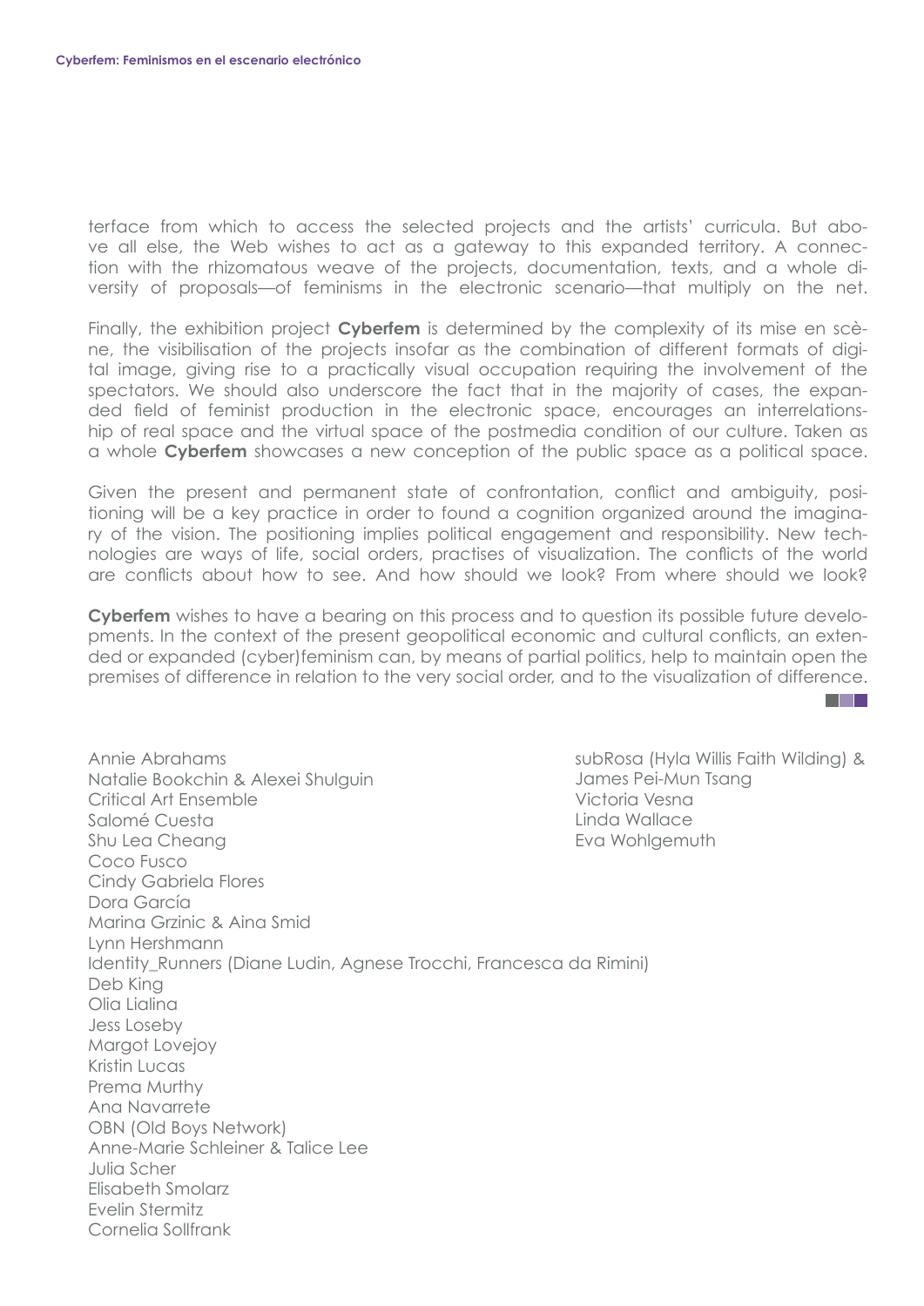terface from which to access the selected projects and the artists' curricula. But above all else, the Web wishes to act as a gateway to this expanded territory. A connection with the rhizomatous weave of the projects, documentation, texts, and a whole diversity of proposals—of feminisms in the electronic scenario—that multiply on the net.

Finally, the exhibition project **Cyberfem** is determined by the complexity of its mise en scène, the visibilisation of the projects insofar as the combination of different formats of digital image, giving rise to a practically visual occupation requiring the involvement of the spectators. We should also underscore the fact that in the majority of cases, the expanded field of feminist production in the electronic space, encourages an interrelationship of real space and the virtual space of the postmedia condition of our culture. Taken as a whole **Cyberfem** showcases a new conception of the public space as a political space.

Given the present and permanent state of confrontation, conflict and ambiguity, positioning will be a key practice in order to found a cognition organized around the imaginary of the vision. The positioning implies political engagement and responsibility. New technologies are ways of life, social orders, practises of visualization. The conflicts of the world are conflicts about how to see. And how should we look? From where should we look?

**Cyberfem** wishes to have a bearing on this process and to question its possible future developments. In the context of the present geopolitical economic and cultural conflicts, an extended or expanded (cyber)feminism can, by means of partial politics, help to maintain open the premises of difference in relation to the very social order, and to the visualization of difference.

Annie Abrahams
Natalie Bookchin & Alexei Shulguin
Critical Art Ensemble
Salomé Cuesta
Shu Lea Cheang
Coco Fusco
Cindy Gabriela Flores
Dora García
Marina Grzinic & Aina Smid
Lynn Hershmann
Identity_Runners (Diane Ludin, Agnese Trocchi, Francesca da Rimini)
Deb King
Olia Lialina
Jess Loseby
Margot Lovejoy
Kristin Lucas
Prema Murthy
Ana Navarrete
OBN (Old Boys Network)
Anne-Marie Schleiner & Talice Lee
Julia Scher
Elisabeth Smolarz
Evelin Stermitz
Cornelia Sollfrank
subRosa (Hyla Willis Faith Wilding) & James Pei-Mun Tsang
Victoria Vesna
Linda Wallace
Eva Wohlgemuth